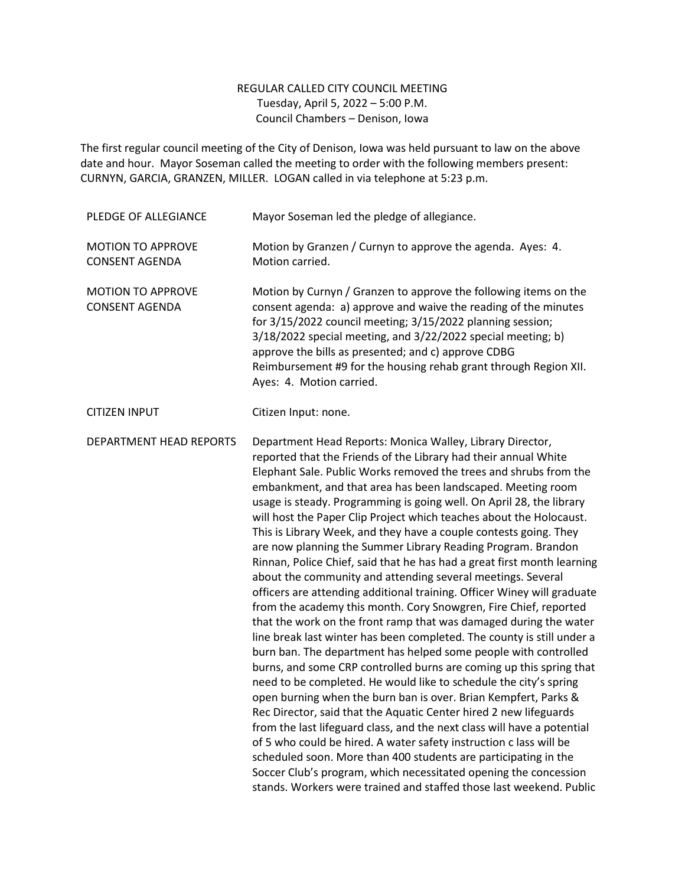REGULAR CALLED CITY COUNCIL MEETING
Tuesday, April 5, 2022 – 5:00 P.M.
Council Chambers – Denison, Iowa

The first regular council meeting of the City of Denison, Iowa was held pursuant to law on the above date and hour. Mayor Soseman called the meeting to order with the following members present: CURNYN, GARCIA, GRANZEN, MILLER. LOGAN called in via telephone at 5:23 p.m.

| | |
|---|---|
| PLEDGE OF ALLEGIANCE | Mayor Soseman led the pledge of allegiance. |
| MOTION TO APPROVE CONSENT AGENDA | Motion by Granzen / Curnyn to approve the agenda. Ayes: 4. Motion carried. |
| MOTION TO APPROVE CONSENT AGENDA | Motion by Curnyn / Granzen to approve the following items on the consent agenda: a) approve and waive the reading of the minutes for 3/15/2022 council meeting; 3/15/2022 planning session; 3/18/2022 special meeting, and 3/22/2022 special meeting; b) approve the bills as presented; and c) approve CDBG Reimbursement #9 for the housing rehab grant through Region XII. Ayes: 4. Motion carried. |
| CITIZEN INPUT | Citizen Input: none. |
| DEPARTMENT HEAD REPORTS | Department Head Reports: Monica Walley, Library Director, reported that the Friends of the Library had their annual White Elephant Sale. Public Works removed the trees and shrubs from the embankment, and that area has been landscaped. Meeting room usage is steady. Programming is going well. On April 28, the library will host the Paper Clip Project which teaches about the Holocaust. This is Library Week, and they have a couple contests going. They are now planning the Summer Library Reading Program. Brandon Rinnan, Police Chief, said that he has had a great first month learning about the community and attending several meetings. Several officers are attending additional training. Officer Winey will graduate from the academy this month. Cory Snowgren, Fire Chief, reported that the work on the front ramp that was damaged during the water line break last winter has been completed. The county is still under a burn ban. The department has helped some people with controlled burns, and some CRP controlled burns are coming up this spring that need to be completed. He would like to schedule the city's spring open burning when the burn ban is over. Brian Kempfert, Parks & Rec Director, said that the Aquatic Center hired 2 new lifeguards from the last lifeguard class, and the next class will have a potential of 5 who could be hired. A water safety instruction c lass will be scheduled soon. More than 400 students are participating in the Soccer Club's program, which necessitated opening the concession stands. Workers were trained and staffed those last weekend. Public |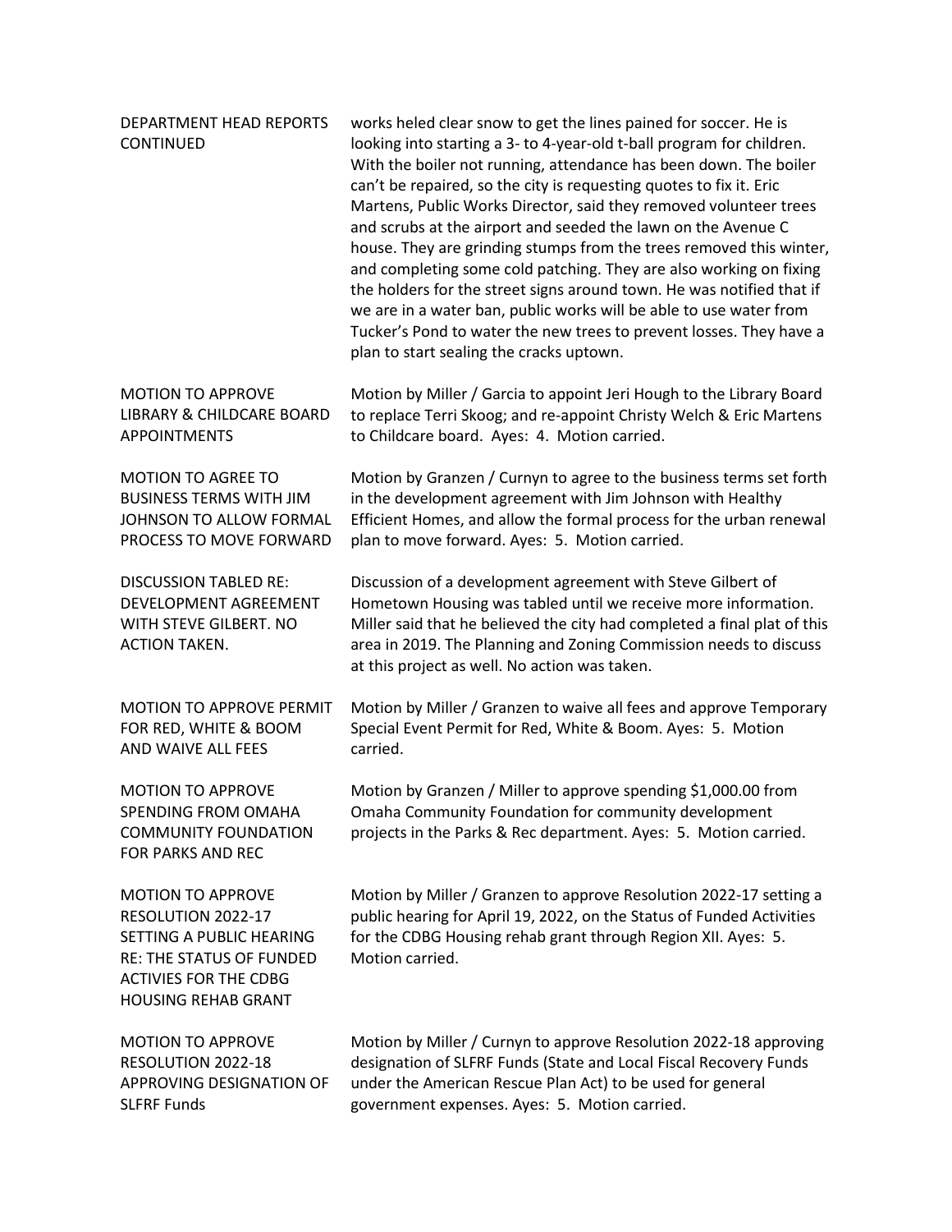| | |
|---|---|
| DEPARTMENT HEAD REPORTS CONTINUED | works heled clear snow to get the lines pained for soccer. He is looking into starting a 3- to 4-year-old t-ball program for children. With the boiler not running, attendance has been down. The boiler can't be repaired, so the city is requesting quotes to fix it. Eric Martens, Public Works Director, said they removed volunteer trees and scrubs at the airport and seeded the lawn on the Avenue C house. They are grinding stumps from the trees removed this winter, and completing some cold patching. They are also working on fixing the holders for the street signs around town. He was notified that if we are in a water ban, public works will be able to use water from Tucker's Pond to water the new trees to prevent losses. They have a plan to start sealing the cracks uptown. |
| MOTION TO APPROVE LIBRARY & CHILDCARE BOARD APPOINTMENTS | Motion by Miller / Garcia to appoint Jeri Hough to the Library Board to replace Terri Skoog; and re-appoint Christy Welch & Eric Martens to Childcare board. Ayes: 4. Motion carried. |
| MOTION TO AGREE TO BUSINESS TERMS WITH JIM JOHNSON TO ALLOW FORMAL PROCESS TO MOVE FORWARD | Motion by Granzen / Curnyn to agree to the business terms set forth in the development agreement with Jim Johnson with Healthy Efficient Homes, and allow the formal process for the urban renewal plan to move forward. Ayes: 5. Motion carried. |
| DISCUSSION TABLED RE: DEVELOPMENT AGREEMENT WITH STEVE GILBERT. NO ACTION TAKEN. | Discussion of a development agreement with Steve Gilbert of Hometown Housing was tabled until we receive more information. Miller said that he believed the city had completed a final plat of this area in 2019. The Planning and Zoning Commission needs to discuss at this project as well. No action was taken. |
| MOTION TO APPROVE PERMIT FOR RED, WHITE & BOOM AND WAIVE ALL FEES | Motion by Miller / Granzen to waive all fees and approve Temporary Special Event Permit for Red, White & Boom. Ayes: 5. Motion carried. |
| MOTION TO APPROVE SPENDING FROM OMAHA COMMUNITY FOUNDATION FOR PARKS AND REC | Motion by Granzen / Miller to approve spending $1,000.00 from Omaha Community Foundation for community development projects in the Parks & Rec department. Ayes: 5. Motion carried. |
| MOTION TO APPROVE RESOLUTION 2022-17 SETTING A PUBLIC HEARING RE: THE STATUS OF FUNDED ACTIVIES FOR THE CDBG HOUSING REHAB GRANT | Motion by Miller / Granzen to approve Resolution 2022-17 setting a public hearing for April 19, 2022, on the Status of Funded Activities for the CDBG Housing rehab grant through Region XII. Ayes: 5. Motion carried. |
| MOTION TO APPROVE RESOLUTION 2022-18 APPROVING DESIGNATION OF SLFRF Funds | Motion by Miller / Curnyn to approve Resolution 2022-18 approving designation of SLFRF Funds (State and Local Fiscal Recovery Funds under the American Rescue Plan Act) to be used for general government expenses. Ayes: 5. Motion carried. |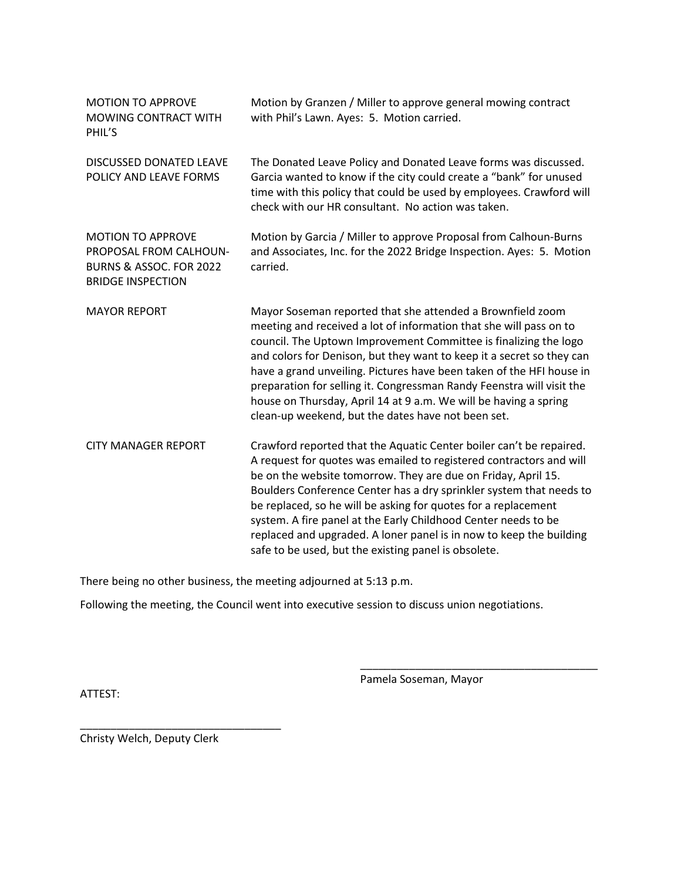| | |
|---|---|
| MOTION TO APPROVE MOWING CONTRACT WITH PHIL'S | Motion by Granzen / Miller to approve general mowing contract with Phil's Lawn. Ayes: 5. Motion carried. |
| DISCUSSED DONATED LEAVE POLICY AND LEAVE FORMS | The Donated Leave Policy and Donated Leave forms was discussed. Garcia wanted to know if the city could create a "bank" for unused time with this policy that could be used by employees. Crawford will check with our HR consultant. No action was taken. |
| MOTION TO APPROVE PROPOSAL FROM CALHOUN-BURNS & ASSOC. FOR 2022 BRIDGE INSPECTION | Motion by Garcia / Miller to approve Proposal from Calhoun-Burns and Associates, Inc. for the 2022 Bridge Inspection. Ayes: 5. Motion carried. |
| MAYOR REPORT | Mayor Soseman reported that she attended a Brownfield zoom meeting and received a lot of information that she will pass on to council. The Uptown Improvement Committee is finalizing the logo and colors for Denison, but they want to keep it a secret so they can have a grand unveiling. Pictures have been taken of the HFI house in preparation for selling it. Congressman Randy Feenstra will visit the house on Thursday, April 14 at 9 a.m. We will be having a spring clean-up weekend, but the dates have not been set. |
| CITY MANAGER REPORT | Crawford reported that the Aquatic Center boiler can't be repaired. A request for quotes was emailed to registered contractors and will be on the website tomorrow. They are due on Friday, April 15. Boulders Conference Center has a dry sprinkler system that needs to be replaced, so he will be asking for quotes for a replacement system. A fire panel at the Early Childhood Center needs to be replaced and upgraded. A loner panel is in now to keep the building safe to be used, but the existing panel is obsolete. |

There being no other business, the meeting adjourned at 5:13 p.m.

Following the meeting, the Council went into executive session to discuss union negotiations.

\_\_\_\_\_\_\_\_\_\_\_\_\_\_\_\_\_\_\_\_\_\_\_\_\_\_\_\_\_\_\_\_\_\_\_\_\_\_\_\_

Pamela Soseman, Mayor

ATTEST:

\_\_\_\_\_\_\_\_\_\_\_\_\_\_\_\_\_\_\_\_\_\_\_\_\_\_\_\_\_\_\_\_\_\_

Christy Welch, Deputy Clerk